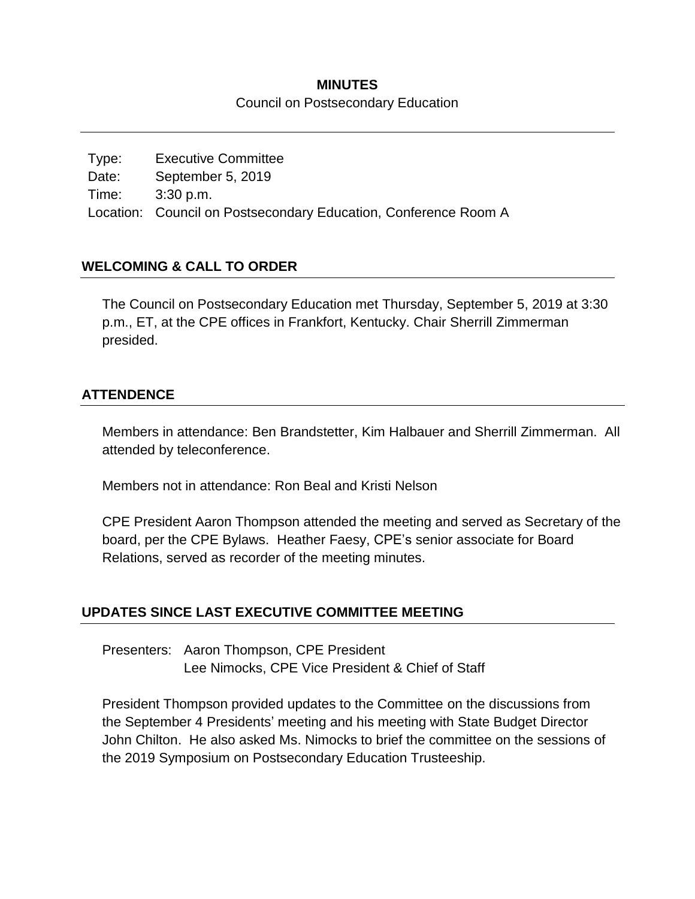# MINUTES

Council on Postsecondary Education

---

Type: Executive Committee
Date: September 5, 2019
Time: 3:30 p.m.
Location: Council on Postsecondary Education, Conference Room A

## WELCOMING & CALL TO ORDER

The Council on Postsecondary Education met Thursday, September 5, 2019 at 3:30 p.m., ET, at the CPE offices in Frankfort, Kentucky. Chair Sherrill Zimmerman presided.

## ATTENDENCE

Members in attendance: Ben Brandstetter, Kim Halbauer and Sherrill Zimmerman. All attended by teleconference.

Members not in attendance: Ron Beal and Kristi Nelson

CPE President Aaron Thompson attended the meeting and served as Secretary of the board, per the CPE Bylaws. Heather Faesy, CPE's senior associate for Board Relations, served as recorder of the meeting minutes.

## UPDATES SINCE LAST EXECUTIVE COMMITTEE MEETING

Presenters: Aaron Thompson, CPE President
Lee Nimocks, CPE Vice President & Chief of Staff

President Thompson provided updates to the Committee on the discussions from the September 4 Presidents' meeting and his meeting with State Budget Director John Chilton. He also asked Ms. Nimocks to brief the committee on the sessions of the 2019 Symposium on Postsecondary Education Trusteeship.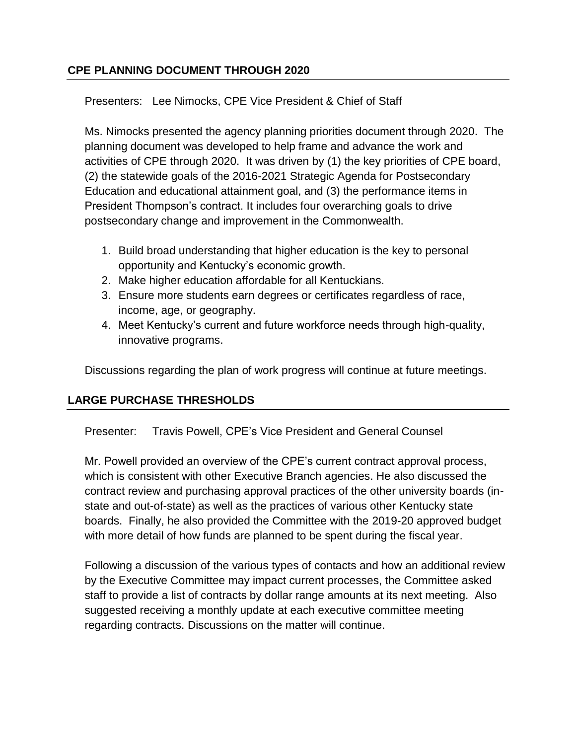## CPE PLANNING DOCUMENT THROUGH 2020

Presenters: Lee Nimocks, CPE Vice President & Chief of Staff

Ms. Nimocks presented the agency planning priorities document through 2020. The planning document was developed to help frame and advance the work and activities of CPE through 2020. It was driven by (1) the key priorities of CPE board, (2) the statewide goals of the 2016-2021 Strategic Agenda for Postsecondary Education and educational attainment goal, and (3) the performance items in President Thompson's contract. It includes four overarching goals to drive postsecondary change and improvement in the Commonwealth.

1. Build broad understanding that higher education is the key to personal opportunity and Kentucky's economic growth.
2. Make higher education affordable for all Kentuckians.
3. Ensure more students earn degrees or certificates regardless of race, income, age, or geography.
4. Meet Kentucky's current and future workforce needs through high-quality, innovative programs.

Discussions regarding the plan of work progress will continue at future meetings.

## LARGE PURCHASE THRESHOLDS

Presenter: Travis Powell, CPE's Vice President and General Counsel

Mr. Powell provided an overview of the CPE's current contract approval process, which is consistent with other Executive Branch agencies. He also discussed the contract review and purchasing approval practices of the other university boards (in-state and out-of-state) as well as the practices of various other Kentucky state boards. Finally, he also provided the Committee with the 2019-20 approved budget with more detail of how funds are planned to be spent during the fiscal year.

Following a discussion of the various types of contacts and how an additional review by the Executive Committee may impact current processes, the Committee asked staff to provide a list of contracts by dollar range amounts at its next meeting. Also suggested receiving a monthly update at each executive committee meeting regarding contracts. Discussions on the matter will continue.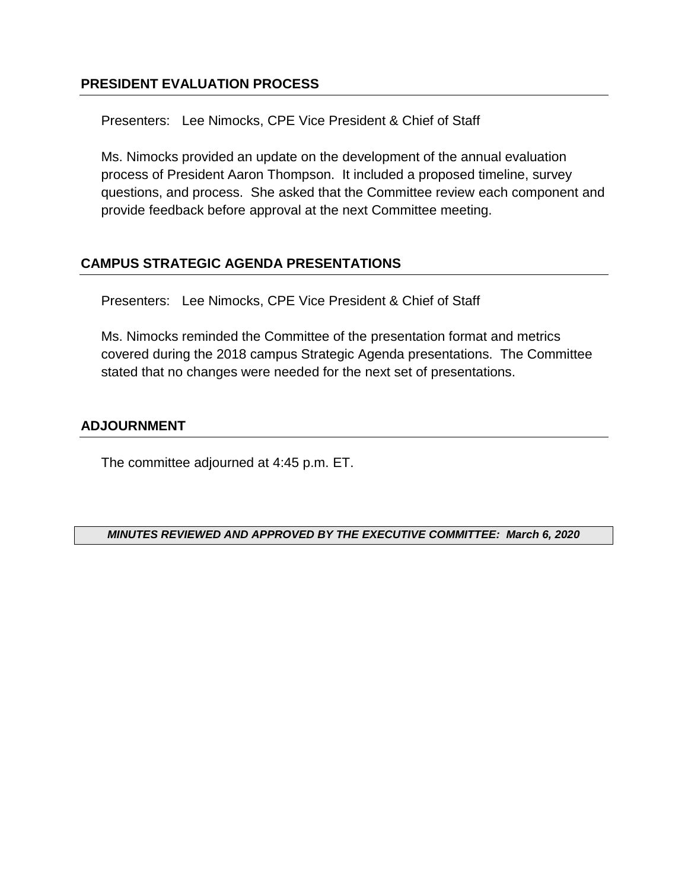## PRESIDENT EVALUATION PROCESS

Presenters: Lee Nimocks, CPE Vice President & Chief of Staff

Ms. Nimocks provided an update on the development of the annual evaluation process of President Aaron Thompson. It included a proposed timeline, survey questions, and process. She asked that the Committee review each component and provide feedback before approval at the next Committee meeting.

## CAMPUS STRATEGIC AGENDA PRESENTATIONS

Presenters: Lee Nimocks, CPE Vice President & Chief of Staff

Ms. Nimocks reminded the Committee of the presentation format and metrics covered during the 2018 campus Strategic Agenda presentations. The Committee stated that no changes were needed for the next set of presentations.

## ADJOURNMENT

The committee adjourned at 4:45 p.m. ET.

***MINUTES REVIEWED AND APPROVED BY THE EXECUTIVE COMMITTEE: March 6, 2020***